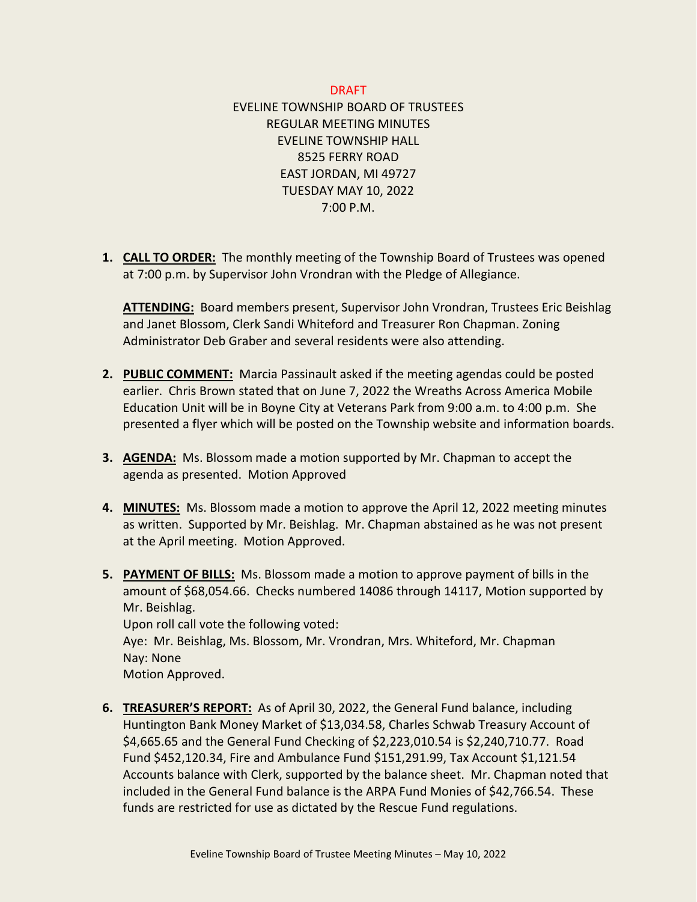DRAFT

EVELINE TOWNSHIP BOARD OF TRUSTEES
REGULAR MEETING MINUTES
EVELINE TOWNSHIP HALL
8525 FERRY ROAD
EAST JORDAN, MI 49727
TUESDAY MAY 10, 2022
7:00 P.M.

1. **CALL TO ORDER:** The monthly meeting of the Township Board of Trustees was opened at 7:00 p.m. by Supervisor John Vrondran with the Pledge of Allegiance.

   **ATTENDING:** Board members present, Supervisor John Vrondran, Trustees Eric Beishlag and Janet Blossom, Clerk Sandi Whiteford and Treasurer Ron Chapman. Zoning Administrator Deb Graber and several residents were also attending.

2. **PUBLIC COMMENT:** Marcia Passinault asked if the meeting agendas could be posted earlier. Chris Brown stated that on June 7, 2022 the Wreaths Across America Mobile Education Unit will be in Boyne City at Veterans Park from 9:00 a.m. to 4:00 p.m. She presented a flyer which will be posted on the Township website and information boards.

3. **AGENDA:** Ms. Blossom made a motion supported by Mr. Chapman to accept the agenda as presented. Motion Approved

4. **MINUTES:** Ms. Blossom made a motion to approve the April 12, 2022 meeting minutes as written. Supported by Mr. Beishlag. Mr. Chapman abstained as he was not present at the April meeting. Motion Approved.

5. **PAYMENT OF BILLS:** Ms. Blossom made a motion to approve payment of bills in the amount of $68,054.66. Checks numbered 14086 through 14117, Motion supported by Mr. Beishlag.
   Upon roll call vote the following voted:
   Aye: Mr. Beishlag, Ms. Blossom, Mr. Vrondran, Mrs. Whiteford, Mr. Chapman
   Nay: None
   Motion Approved.

6. **TREASURER'S REPORT:** As of April 30, 2022, the General Fund balance, including Huntington Bank Money Market of $13,034.58, Charles Schwab Treasury Account of $4,665.65 and the General Fund Checking of $2,223,010.54 is $2,240,710.77. Road Fund $452,120.34, Fire and Ambulance Fund $151,291.99, Tax Account $1,121.54 Accounts balance with Clerk, supported by the balance sheet. Mr. Chapman noted that included in the General Fund balance is the ARPA Fund Monies of $42,766.54. These funds are restricted for use as dictated by the Rescue Fund regulations.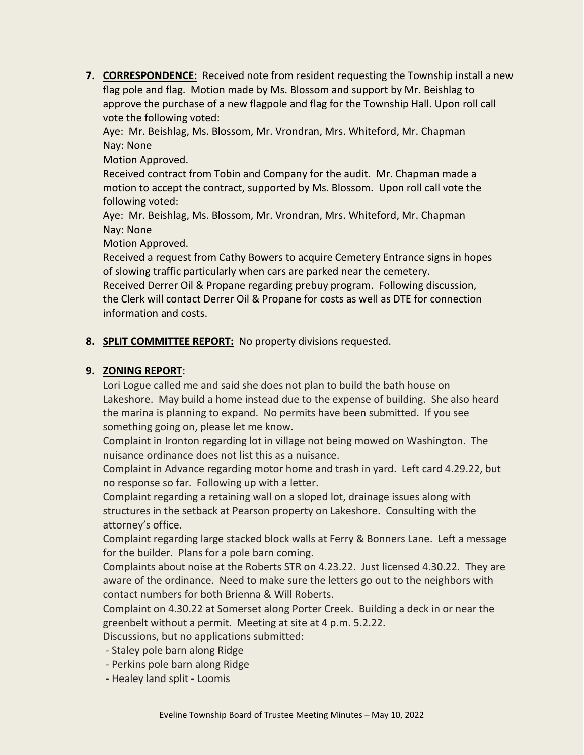7. **CORRESPONDENCE:** Received note from resident requesting the Township install a new flag pole and flag. Motion made by Ms. Blossom and support by Mr. Beishlag to approve the purchase of a new flagpole and flag for the Township Hall. Upon roll call vote the following voted:
   Aye: Mr. Beishlag, Ms. Blossom, Mr. Vrondran, Mrs. Whiteford, Mr. Chapman
   Nay: None
   Motion Approved.
   Received contract from Tobin and Company for the audit. Mr. Chapman made a motion to accept the contract, supported by Ms. Blossom. Upon roll call vote the following voted:
   Aye: Mr. Beishlag, Ms. Blossom, Mr. Vrondran, Mrs. Whiteford, Mr. Chapman
   Nay: None
   Motion Approved.
   Received a request from Cathy Bowers to acquire Cemetery Entrance signs in hopes of slowing traffic particularly when cars are parked near the cemetery.
   Received Derrer Oil & Propane regarding prebuy program. Following discussion, the Clerk will contact Derrer Oil & Propane for costs as well as DTE for connection information and costs.

8. **SPLIT COMMITTEE REPORT:** No property divisions requested.

9. **ZONING REPORT**:
   Lori Logue called me and said she does not plan to build the bath house on Lakeshore. May build a home instead due to the expense of building. She also heard the marina is planning to expand. No permits have been submitted. If you see something going on, please let me know.
   Complaint in Ironton regarding lot in village not being mowed on Washington. The nuisance ordinance does not list this as a nuisance.
   Complaint in Advance regarding motor home and trash in yard. Left card 4.29.22, but no response so far. Following up with a letter.
   Complaint regarding a retaining wall on a sloped lot, drainage issues along with structures in the setback at Pearson property on Lakeshore. Consulting with the attorney's office.
   Complaint regarding large stacked block walls at Ferry & Bonners Lane. Left a message for the builder. Plans for a pole barn coming.
   Complaints about noise at the Roberts STR on 4.23.22. Just licensed 4.30.22. They are aware of the ordinance. Need to make sure the letters go out to the neighbors with contact numbers for both Brienna & Will Roberts.
   Complaint on 4.30.22 at Somerset along Porter Creek. Building a deck in or near the greenbelt without a permit. Meeting at site at 4 p.m. 5.2.22.
   Discussions, but no applications submitted:
   - Staley pole barn along Ridge
   - Perkins pole barn along Ridge
   - Healey land split - Loomis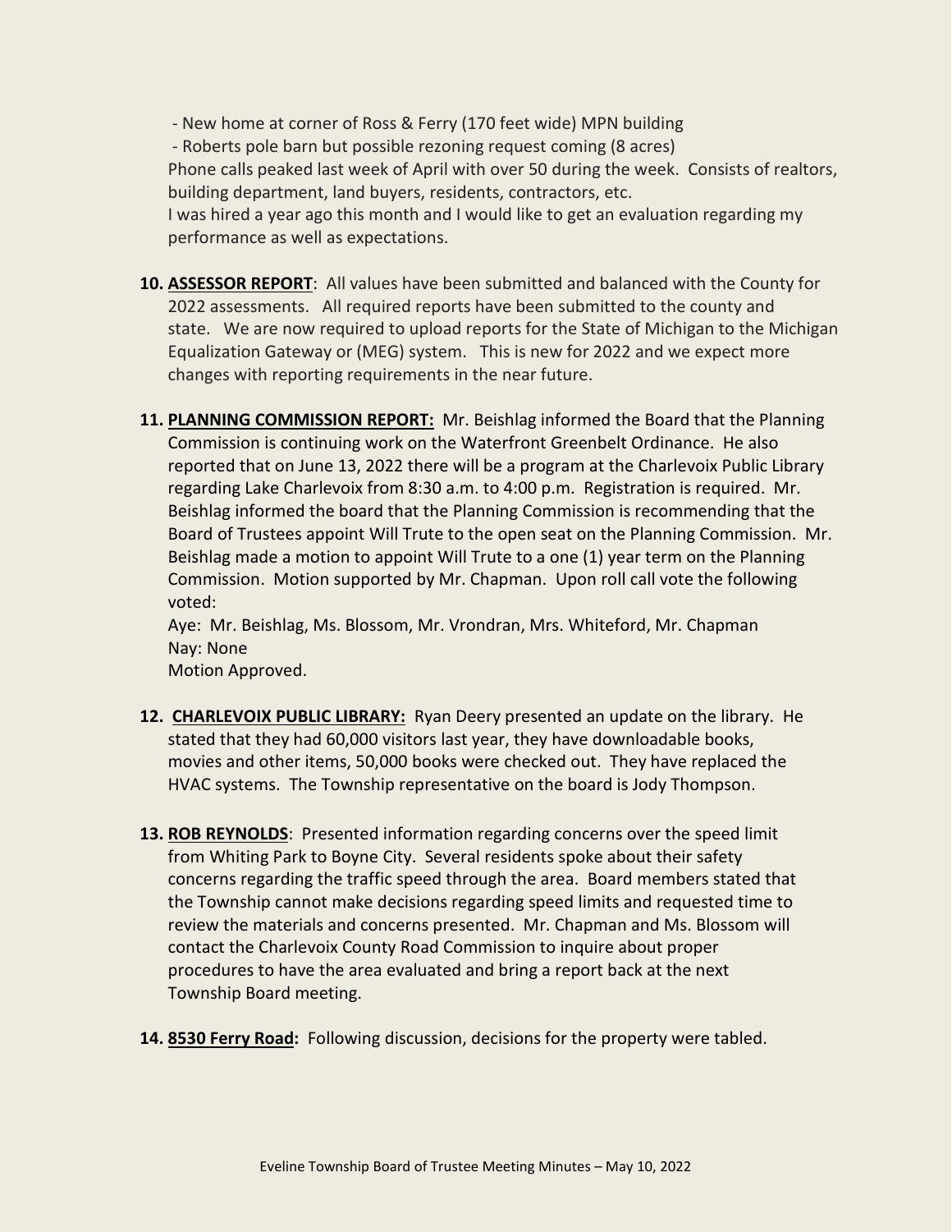- New home at corner of Ross & Ferry (170 feet wide) MPN building
- Roberts pole barn but possible rezoning request coming (8 acres)

Phone calls peaked last week of April with over 50 during the week. Consists of realtors, building department, land buyers, residents, contractors, etc.

I was hired a year ago this month and I would like to get an evaluation regarding my performance as well as expectations.

10. **ASSESSOR REPORT**: All values have been submitted and balanced with the County for 2022 assessments. All required reports have been submitted to the county and state. We are now required to upload reports for the State of Michigan to the Michigan Equalization Gateway or (MEG) system. This is new for 2022 and we expect more changes with reporting requirements in the near future.

11. **PLANNING COMMISSION REPORT:** Mr. Beishlag informed the Board that the Planning Commission is continuing work on the Waterfront Greenbelt Ordinance. He also reported that on June 13, 2022 there will be a program at the Charlevoix Public Library regarding Lake Charlevoix from 8:30 a.m. to 4:00 p.m. Registration is required. Mr. Beishlag informed the board that the Planning Commission is recommending that the Board of Trustees appoint Will Trute to the open seat on the Planning Commission. Mr. Beishlag made a motion to appoint Will Trute to a one (1) year term on the Planning Commission. Motion supported by Mr. Chapman. Upon roll call vote the following voted:

    Aye: Mr. Beishlag, Ms. Blossom, Mr. Vrondran, Mrs. Whiteford, Mr. Chapman
    Nay: None
    Motion Approved.

12. **CHARLEVOIX PUBLIC LIBRARY:** Ryan Deery presented an update on the library. He stated that they had 60,000 visitors last year, they have downloadable books, movies and other items, 50,000 books were checked out. They have replaced the HVAC systems. The Township representative on the board is Jody Thompson.

13. **ROB REYNOLDS**: Presented information regarding concerns over the speed limit from Whiting Park to Boyne City. Several residents spoke about their safety concerns regarding the traffic speed through the area. Board members stated that the Township cannot make decisions regarding speed limits and requested time to review the materials and concerns presented. Mr. Chapman and Ms. Blossom will contact the Charlevoix County Road Commission to inquire about proper procedures to have the area evaluated and bring a report back at the next Township Board meeting.

14. **8530 Ferry Road:** Following discussion, decisions for the property were tabled.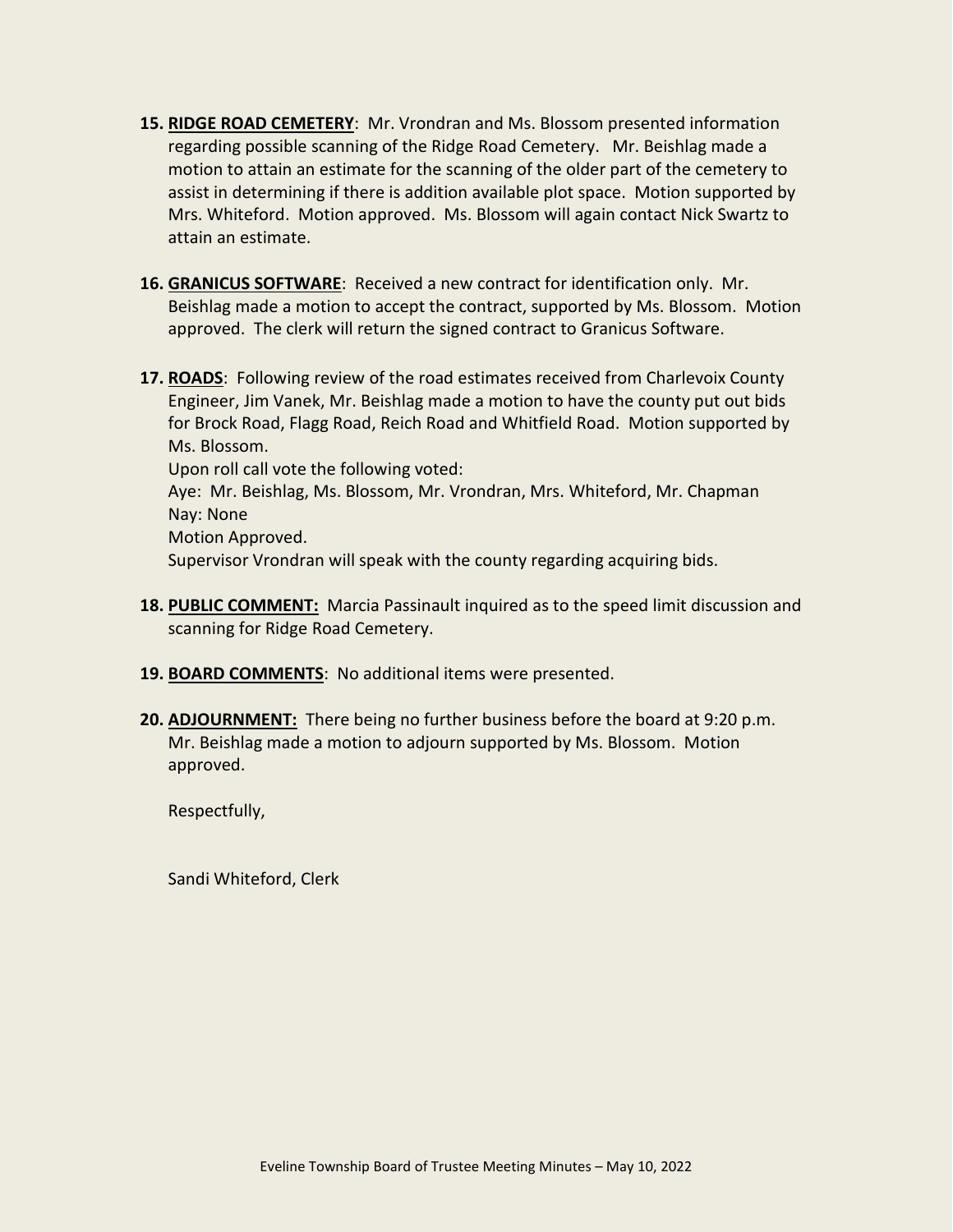15. **RIDGE ROAD CEMETERY**: Mr. Vrondran and Ms. Blossom presented information regarding possible scanning of the Ridge Road Cemetery. Mr. Beishlag made a motion to attain an estimate for the scanning of the older part of the cemetery to assist in determining if there is addition available plot space. Motion supported by Mrs. Whiteford. Motion approved. Ms. Blossom will again contact Nick Swartz to attain an estimate.

16. **GRANICUS SOFTWARE**: Received a new contract for identification only. Mr. Beishlag made a motion to accept the contract, supported by Ms. Blossom. Motion approved. The clerk will return the signed contract to Granicus Software.

17. **ROADS**: Following review of the road estimates received from Charlevoix County Engineer, Jim Vanek, Mr. Beishlag made a motion to have the county put out bids for Brock Road, Flagg Road, Reich Road and Whitfield Road. Motion supported by Ms. Blossom.
    Upon roll call vote the following voted:
    Aye: Mr. Beishlag, Ms. Blossom, Mr. Vrondran, Mrs. Whiteford, Mr. Chapman
    Nay: None
    Motion Approved.
    Supervisor Vrondran will speak with the county regarding acquiring bids.

18. **PUBLIC COMMENT:** Marcia Passinault inquired as to the speed limit discussion and scanning for Ridge Road Cemetery.

19. **BOARD COMMENTS**: No additional items were presented.

20. **ADJOURNMENT:** There being no further business before the board at 9:20 p.m. Mr. Beishlag made a motion to adjourn supported by Ms. Blossom. Motion approved.

    Respectfully,

    Sandi Whiteford, Clerk